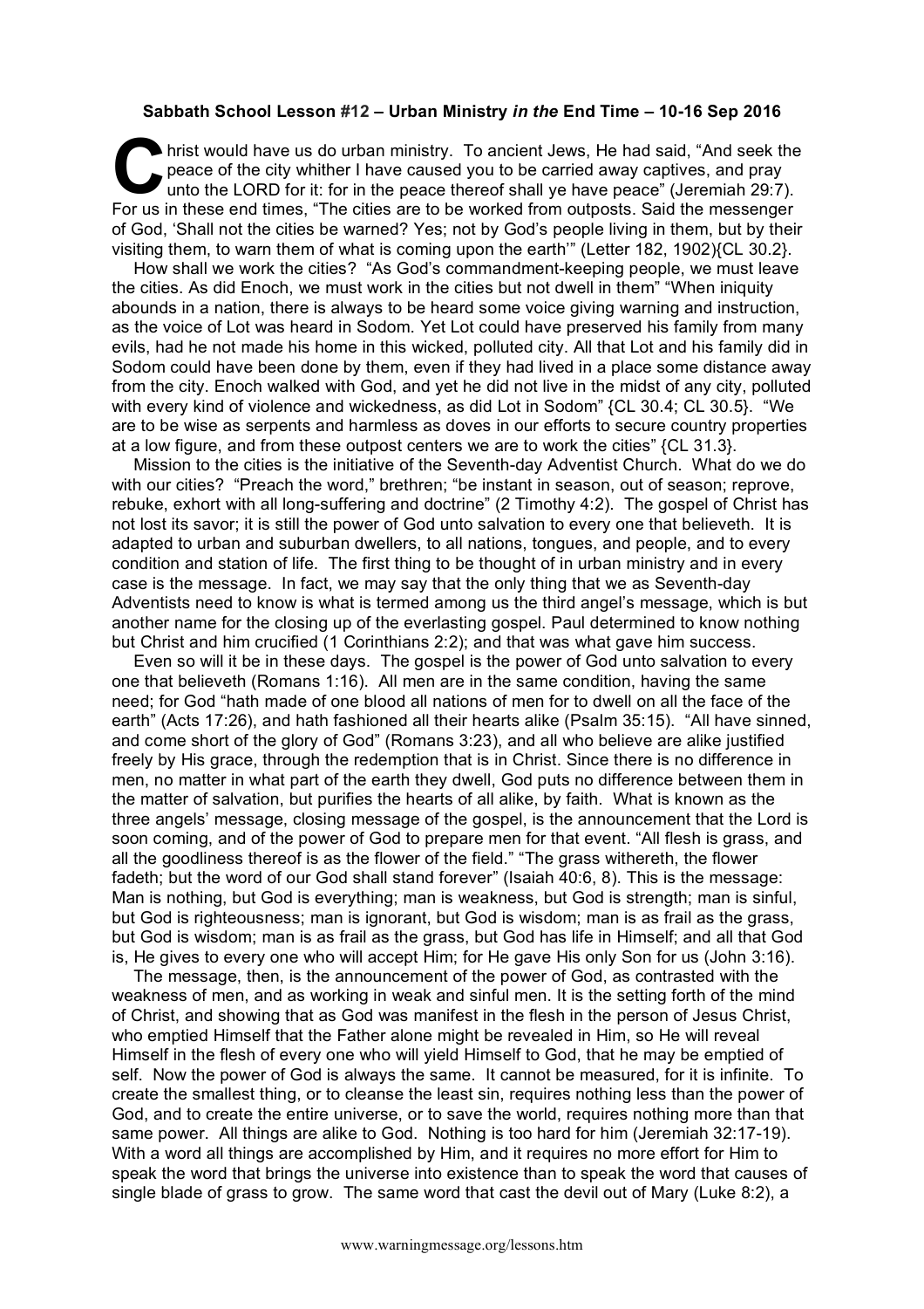**Sabbath School Lesson #12 – Urban Ministry *in the* End Time – 10-16 Sep 2016**

Christ would have us do urban ministry. To ancient Jews, He had said, "And seek the peace of the city whither I have caused you to be carried away captives, and pray unto the LORD for it: for in the peace thereof shall ye have peace" (Jeremiah 29:7). For us in these end times, "The cities are to be worked from outposts. Said the messenger of God, 'Shall not the cities be warned? Yes; not by God's people living in them, but by their visiting them, to warn them of what is coming upon the earth'" (Letter 182, 1902){CL 30.2}.

How shall we work the cities? "As God's commandment-keeping people, we must leave the cities. As did Enoch, we must work in the cities but not dwell in them" "When iniquity abounds in a nation, there is always to be heard some voice giving warning and instruction, as the voice of Lot was heard in Sodom. Yet Lot could have preserved his family from many evils, had he not made his home in this wicked, polluted city. All that Lot and his family did in Sodom could have been done by them, even if they had lived in a place some distance away from the city. Enoch walked with God, and yet he did not live in the midst of any city, polluted with every kind of violence and wickedness, as did Lot in Sodom" {CL 30.4; CL 30.5}. "We are to be wise as serpents and harmless as doves in our efforts to secure country properties at a low figure, and from these outpost centers we are to work the cities" {CL 31.3}.

Mission to the cities is the initiative of the Seventh-day Adventist Church. What do we do with our cities? "Preach the word," brethren; "be instant in season, out of season; reprove, rebuke, exhort with all long-suffering and doctrine" (2 Timothy 4:2). The gospel of Christ has not lost its savor; it is still the power of God unto salvation to every one that believeth. It is adapted to urban and suburban dwellers, to all nations, tongues, and people, and to every condition and station of life. The first thing to be thought of in urban ministry and in every case is the message. In fact, we may say that the only thing that we as Seventh-day Adventists need to know is what is termed among us the third angel's message, which is but another name for the closing up of the everlasting gospel. Paul determined to know nothing but Christ and him crucified (1 Corinthians 2:2); and that was what gave him success.

Even so will it be in these days. The gospel is the power of God unto salvation to every one that believeth (Romans 1:16). All men are in the same condition, having the same need; for God "hath made of one blood all nations of men for to dwell on all the face of the earth" (Acts 17:26), and hath fashioned all their hearts alike (Psalm 35:15). "All have sinned, and come short of the glory of God" (Romans 3:23), and all who believe are alike justified freely by His grace, through the redemption that is in Christ. Since there is no difference in men, no matter in what part of the earth they dwell, God puts no difference between them in the matter of salvation, but purifies the hearts of all alike, by faith. What is known as the three angels' message, closing message of the gospel, is the announcement that the Lord is soon coming, and of the power of God to prepare men for that event. "All flesh is grass, and all the goodliness thereof is as the flower of the field." "The grass withereth, the flower fadeth; but the word of our God shall stand forever" (Isaiah 40:6, 8). This is the message: Man is nothing, but God is everything; man is weakness, but God is strength; man is sinful, but God is righteousness; man is ignorant, but God is wisdom; man is as frail as the grass, but God is wisdom; man is as frail as the grass, but God has life in Himself; and all that God is, He gives to every one who will accept Him; for He gave His only Son for us (John 3:16).

The message, then, is the announcement of the power of God, as contrasted with the weakness of men, and as working in weak and sinful men. It is the setting forth of the mind of Christ, and showing that as God was manifest in the flesh in the person of Jesus Christ, who emptied Himself that the Father alone might be revealed in Him, so He will reveal Himself in the flesh of every one who will yield Himself to God, that he may be emptied of self. Now the power of God is always the same. It cannot be measured, for it is infinite. To create the smallest thing, or to cleanse the least sin, requires nothing less than the power of God, and to create the entire universe, or to save the world, requires nothing more than that same power. All things are alike to God. Nothing is too hard for him (Jeremiah 32:17-19). With a word all things are accomplished by Him, and it requires no more effort for Him to speak the word that brings the universe into existence than to speak the word that causes of single blade of grass to grow. The same word that cast the devil out of Mary (Luke 8:2), a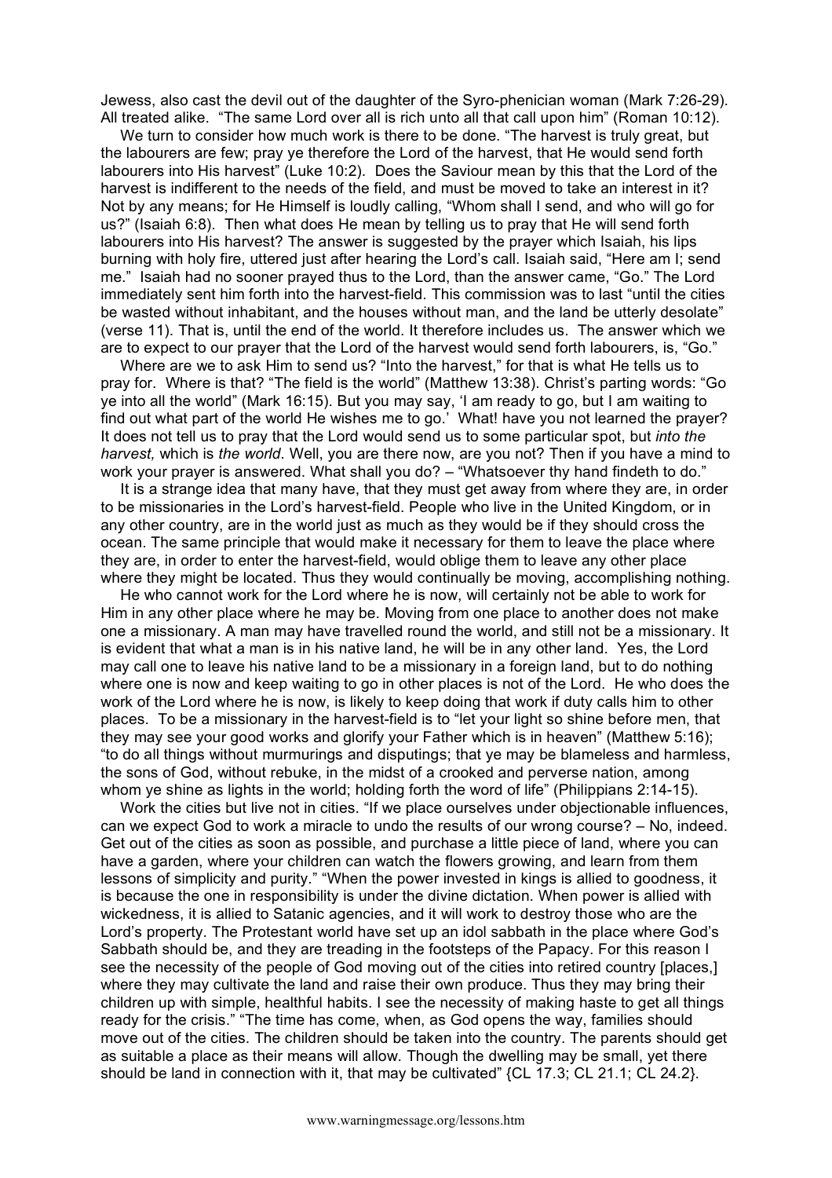Jewess, also cast the devil out of the daughter of the Syro-phenician woman (Mark 7:26-29). All treated alike. "The same Lord over all is rich unto all that call upon him" (Roman 10:12).

We turn to consider how much work is there to be done. "The harvest is truly great, but the labourers are few; pray ye therefore the Lord of the harvest, that He would send forth labourers into His harvest" (Luke 10:2). Does the Saviour mean by this that the Lord of the harvest is indifferent to the needs of the field, and must be moved to take an interest in it? Not by any means; for He Himself is loudly calling, "Whom shall I send, and who will go for us?" (Isaiah 6:8). Then what does He mean by telling us to pray that He will send forth labourers into His harvest? The answer is suggested by the prayer which Isaiah, his lips burning with holy fire, uttered just after hearing the Lord's call. Isaiah said, "Here am I; send me." Isaiah had no sooner prayed thus to the Lord, than the answer came, "Go." The Lord immediately sent him forth into the harvest-field. This commission was to last "until the cities be wasted without inhabitant, and the houses without man, and the land be utterly desolate" (verse 11). That is, until the end of the world. It therefore includes us. The answer which we are to expect to our prayer that the Lord of the harvest would send forth labourers, is, "Go."

Where are we to ask Him to send us? "Into the harvest," for that is what He tells us to pray for. Where is that? "The field is the world" (Matthew 13:38). Christ's parting words: "Go ye into all the world" (Mark 16:15). But you may say, 'I am ready to go, but I am waiting to find out what part of the world He wishes me to go.' What! have you not learned the prayer? It does not tell us to pray that the Lord would send us to some particular spot, but *into the harvest,* which is *the world*. Well, you are there now, are you not? Then if you have a mind to work your prayer is answered. What shall you do? – "Whatsoever thy hand findeth to do."

It is a strange idea that many have, that they must get away from where they are, in order to be missionaries in the Lord's harvest-field. People who live in the United Kingdom, or in any other country, are in the world just as much as they would be if they should cross the ocean. The same principle that would make it necessary for them to leave the place where they are, in order to enter the harvest-field, would oblige them to leave any other place where they might be located. Thus they would continually be moving, accomplishing nothing.

He who cannot work for the Lord where he is now, will certainly not be able to work for Him in any other place where he may be. Moving from one place to another does not make one a missionary. A man may have travelled round the world, and still not be a missionary. It is evident that what a man is in his native land, he will be in any other land. Yes, the Lord may call one to leave his native land to be a missionary in a foreign land, but to do nothing where one is now and keep waiting to go in other places is not of the Lord. He who does the work of the Lord where he is now, is likely to keep doing that work if duty calls him to other places. To be a missionary in the harvest-field is to "let your light so shine before men, that they may see your good works and glorify your Father which is in heaven" (Matthew 5:16); "to do all things without murmurings and disputings; that ye may be blameless and harmless, the sons of God, without rebuke, in the midst of a crooked and perverse nation, among whom ye shine as lights in the world; holding forth the word of life" (Philippians 2:14-15).

Work the cities but live not in cities. "If we place ourselves under objectionable influences, can we expect God to work a miracle to undo the results of our wrong course? – No, indeed. Get out of the cities as soon as possible, and purchase a little piece of land, where you can have a garden, where your children can watch the flowers growing, and learn from them lessons of simplicity and purity." "When the power invested in kings is allied to goodness, it is because the one in responsibility is under the divine dictation. When power is allied with wickedness, it is allied to Satanic agencies, and it will work to destroy those who are the Lord's property. The Protestant world have set up an idol sabbath in the place where God's Sabbath should be, and they are treading in the footsteps of the Papacy. For this reason I see the necessity of the people of God moving out of the cities into retired country [places,] where they may cultivate the land and raise their own produce. Thus they may bring their children up with simple, healthful habits. I see the necessity of making haste to get all things ready for the crisis." "The time has come, when, as God opens the way, families should move out of the cities. The children should be taken into the country. The parents should get as suitable a place as their means will allow. Though the dwelling may be small, yet there should be land in connection with it, that may be cultivated" {CL 17.3; CL 21.1; CL 24.2}.

www.warningmessage.org/lessons.htm